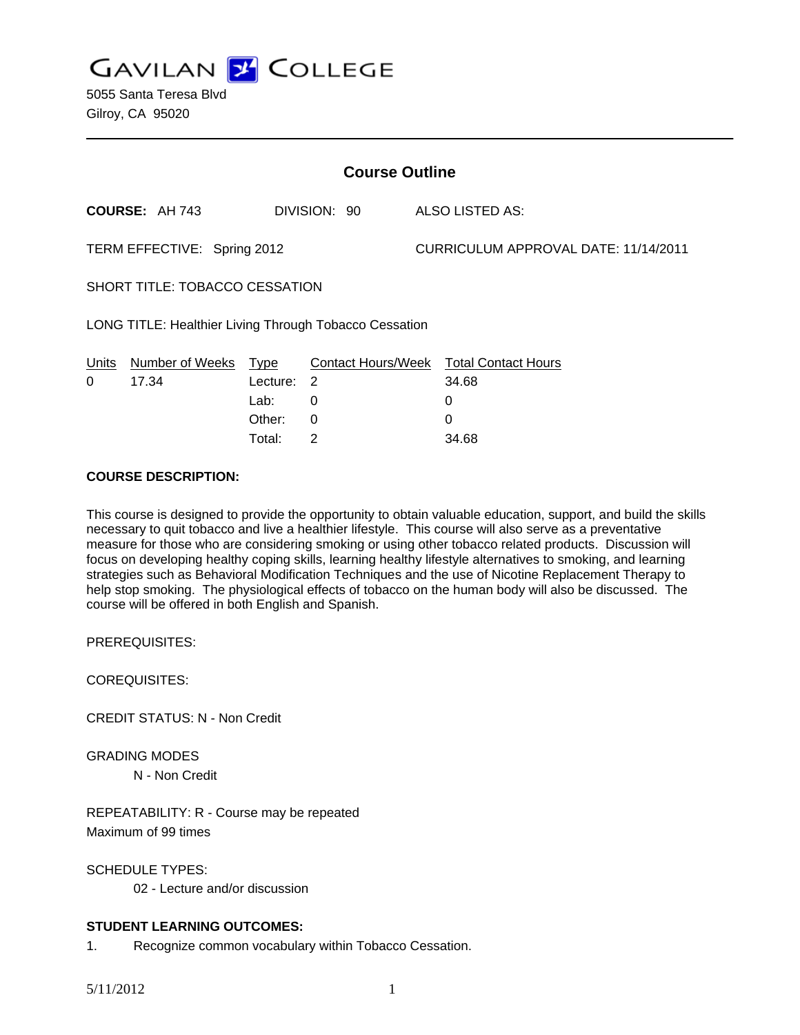# GAVILAN COLLEGE

5055 Santa Teresa Blvd
Gilroy, CA 95020

## Course Outline

**COURSE:** AH 743 DIVISION: 90 ALSO LISTED AS:

TERM EFFECTIVE: Spring 2012 CURRICULUM APPROVAL DATE: 11/14/2011

SHORT TITLE: TOBACCO CESSATION

LONG TITLE: Healthier Living Through Tobacco Cessation

| Units | Number of Weeks | Type | Contact Hours/Week | Total Contact Hours |
|---|---|---|---|---|
| 0 | 17.34 | Lecture: | 2 | 34.68 |
| | | Lab: | 0 | 0 |
| | | Other: | 0 | 0 |
| | | Total: | 2 | 34.68 |

**COURSE DESCRIPTION:**

This course is designed to provide the opportunity to obtain valuable education, support, and build the skills necessary to quit tobacco and live a healthier lifestyle. This course will also serve as a preventative measure for those who are considering smoking or using other tobacco related products. Discussion will focus on developing healthy coping skills, learning healthy lifestyle alternatives to smoking, and learning strategies such as Behavioral Modification Techniques and the use of Nicotine Replacement Therapy to help stop smoking. The physiological effects of tobacco on the human body will also be discussed. The course will be offered in both English and Spanish.

PREREQUISITES:

COREQUISITES:

CREDIT STATUS: N - Non Credit

GRADING MODES

N - Non Credit

REPEATABILITY: R - Course may be repeated
Maximum of 99 times

SCHEDULE TYPES:

02 - Lecture and/or discussion

**STUDENT LEARNING OUTCOMES:**

1. Recognize common vocabulary within Tobacco Cessation.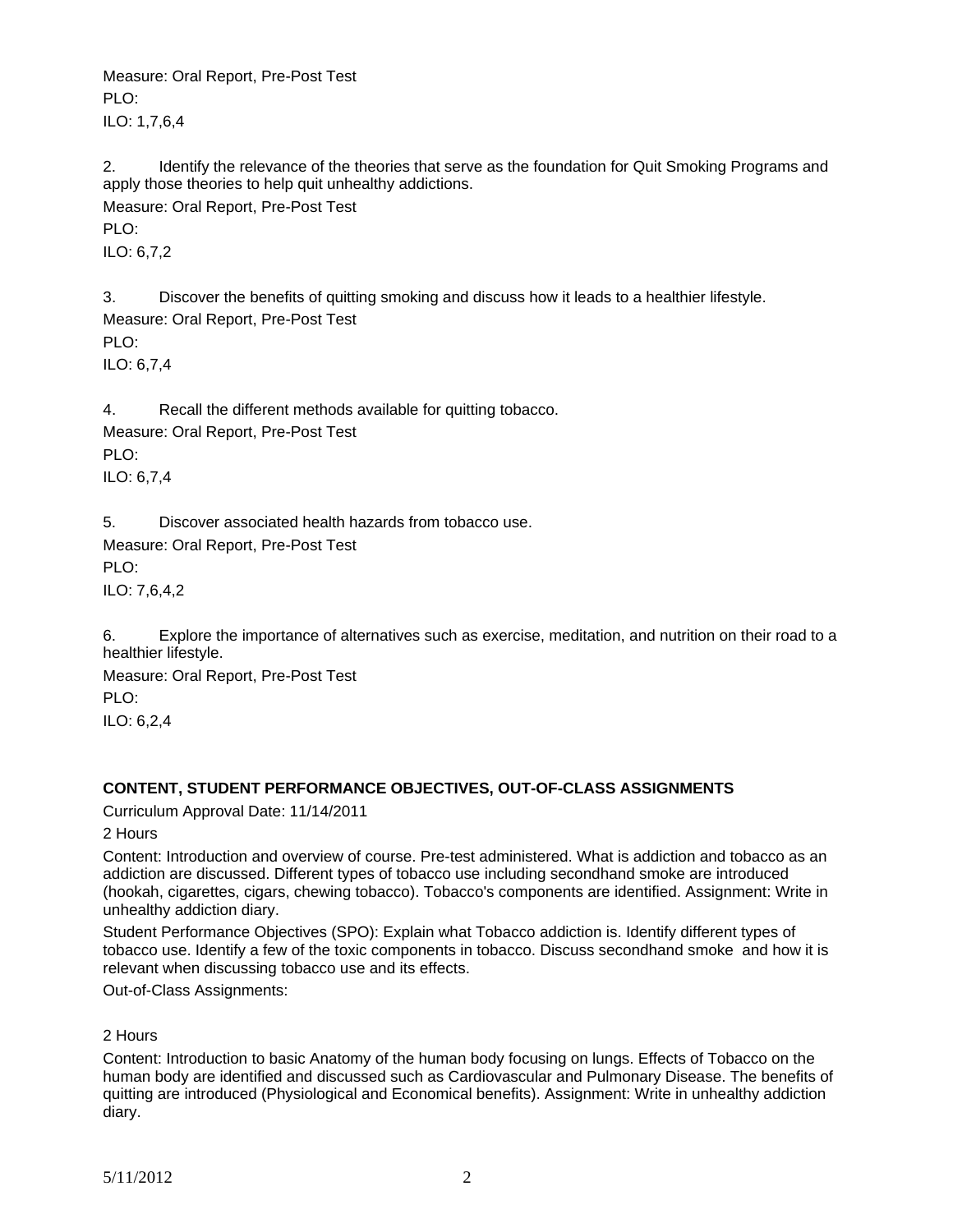Measure: Oral Report, Pre-Post Test

PLO:

ILO: 1,7,6,4

2. Identify the relevance of the theories that serve as the foundation for Quit Smoking Programs and apply those theories to help quit unhealthy addictions.

Measure: Oral Report, Pre-Post Test

PLO:

ILO: 6,7,2

3. Discover the benefits of quitting smoking and discuss how it leads to a healthier lifestyle.

Measure: Oral Report, Pre-Post Test

PLO:

ILO: 6,7,4

4. Recall the different methods available for quitting tobacco.

Measure: Oral Report, Pre-Post Test

PLO:

ILO: 6,7,4

5. Discover associated health hazards from tobacco use.

Measure: Oral Report, Pre-Post Test

PLO:

ILO: 7,6,4,2

6. Explore the importance of alternatives such as exercise, meditation, and nutrition on their road to a healthier lifestyle.

Measure: Oral Report, Pre-Post Test

PLO:

ILO: 6,2,4

**CONTENT, STUDENT PERFORMANCE OBJECTIVES, OUT-OF-CLASS ASSIGNMENTS**

Curriculum Approval Date: 11/14/2011

2 Hours

Content: Introduction and overview of course. Pre-test administered. What is addiction and tobacco as an addiction are discussed. Different types of tobacco use including secondhand smoke are introduced (hookah, cigarettes, cigars, chewing tobacco). Tobacco's components are identified. Assignment: Write in unhealthy addiction diary.

Student Performance Objectives (SPO): Explain what Tobacco addiction is. Identify different types of tobacco use. Identify a few of the toxic components in tobacco. Discuss secondhand smoke and how it is relevant when discussing tobacco use and its effects.

Out-of-Class Assignments:

2 Hours

Content: Introduction to basic Anatomy of the human body focusing on lungs. Effects of Tobacco on the human body are identified and discussed such as Cardiovascular and Pulmonary Disease. The benefits of quitting are introduced (Physiological and Economical benefits). Assignment: Write in unhealthy addiction diary.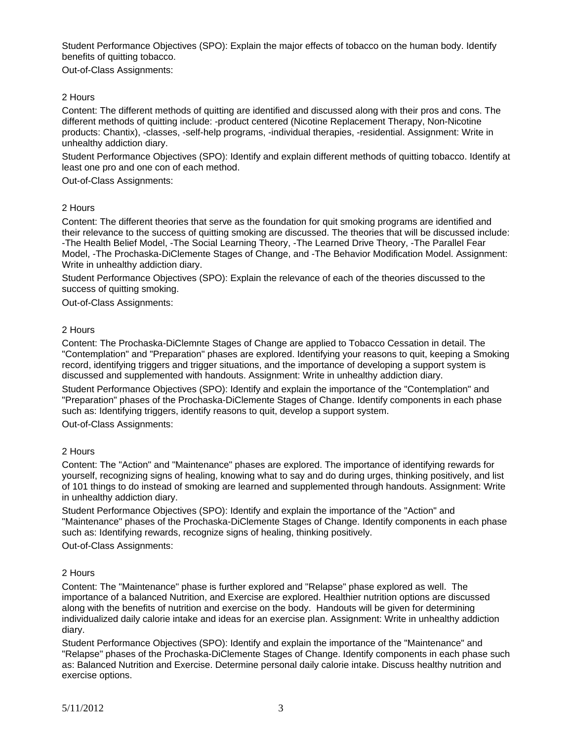Student Performance Objectives (SPO): Explain the major effects of tobacco on the human body. Identify benefits of quitting tobacco.

Out-of-Class Assignments:

2 Hours

Content: The different methods of quitting are identified and discussed along with their pros and cons. The different methods of quitting include: -product centered (Nicotine Replacement Therapy, Non-Nicotine products: Chantix), -classes, -self-help programs, -individual therapies, -residential. Assignment: Write in unhealthy addiction diary.

Student Performance Objectives (SPO): Identify and explain different methods of quitting tobacco. Identify at least one pro and one con of each method.

Out-of-Class Assignments:

2 Hours

Content: The different theories that serve as the foundation for quit smoking programs are identified and their relevance to the success of quitting smoking are discussed. The theories that will be discussed include: -The Health Belief Model, -The Social Learning Theory, -The Learned Drive Theory, -The Parallel Fear Model, -The Prochaska-DiClemente Stages of Change, and -The Behavior Modification Model. Assignment: Write in unhealthy addiction diary.

Student Performance Objectives (SPO): Explain the relevance of each of the theories discussed to the success of quitting smoking.

Out-of-Class Assignments:

2 Hours

Content: The Prochaska-DiClemnte Stages of Change are applied to Tobacco Cessation in detail. The "Contemplation" and "Preparation" phases are explored. Identifying your reasons to quit, keeping a Smoking record, identifying triggers and trigger situations, and the importance of developing a support system is discussed and supplemented with handouts. Assignment: Write in unhealthy addiction diary.

Student Performance Objectives (SPO): Identify and explain the importance of the "Contemplation" and "Preparation" phases of the Prochaska-DiClemente Stages of Change. Identify components in each phase such as: Identifying triggers, identify reasons to quit, develop a support system.

Out-of-Class Assignments:

2 Hours

Content: The "Action" and "Maintenance" phases are explored. The importance of identifying rewards for yourself, recognizing signs of healing, knowing what to say and do during urges, thinking positively, and list of 101 things to do instead of smoking are learned and supplemented through handouts. Assignment: Write in unhealthy addiction diary.

Student Performance Objectives (SPO): Identify and explain the importance of the "Action" and "Maintenance" phases of the Prochaska-DiClemente Stages of Change. Identify components in each phase such as: Identifying rewards, recognize signs of healing, thinking positively.

Out-of-Class Assignments:

2 Hours

Content: The "Maintenance" phase is further explored and "Relapse" phase explored as well. The importance of a balanced Nutrition, and Exercise are explored. Healthier nutrition options are discussed along with the benefits of nutrition and exercise on the body. Handouts will be given for determining individualized daily calorie intake and ideas for an exercise plan. Assignment: Write in unhealthy addiction diary.

Student Performance Objectives (SPO): Identify and explain the importance of the "Maintenance" and "Relapse" phases of the Prochaska-DiClemente Stages of Change. Identify components in each phase such as: Balanced Nutrition and Exercise. Determine personal daily calorie intake. Discuss healthy nutrition and exercise options.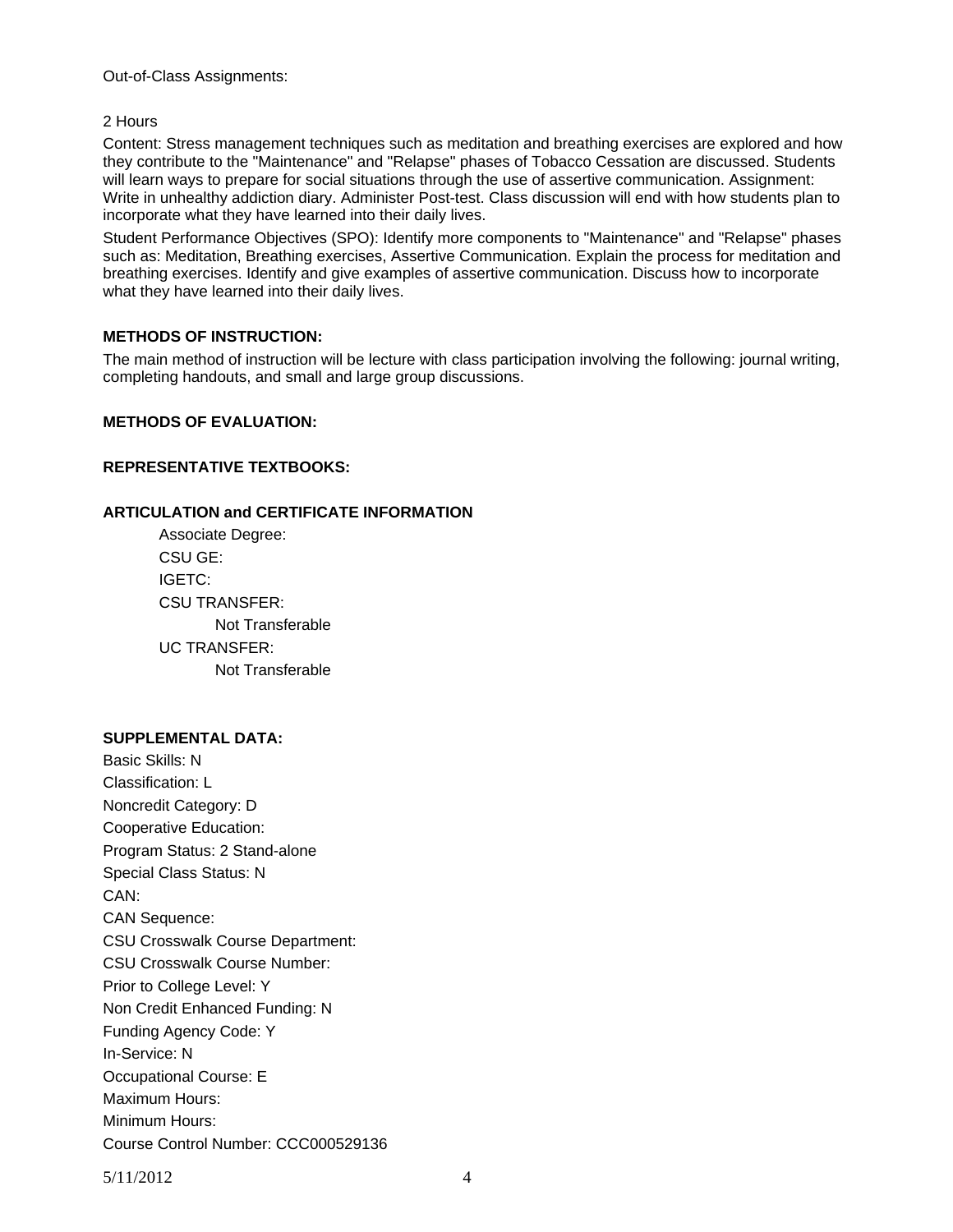Out-of-Class Assignments:

2 Hours

Content: Stress management techniques such as meditation and breathing exercises are explored and how they contribute to the "Maintenance" and "Relapse" phases of Tobacco Cessation are discussed. Students will learn ways to prepare for social situations through the use of assertive communication. Assignment: Write in unhealthy addiction diary. Administer Post-test. Class discussion will end with how students plan to incorporate what they have learned into their daily lives.

Student Performance Objectives (SPO): Identify more components to "Maintenance" and "Relapse" phases such as: Meditation, Breathing exercises, Assertive Communication. Explain the process for meditation and breathing exercises. Identify and give examples of assertive communication. Discuss how to incorporate what they have learned into their daily lives.

**METHODS OF INSTRUCTION:**

The main method of instruction will be lecture with class participation involving the following: journal writing, completing handouts, and small and large group discussions.

**METHODS OF EVALUATION:**

**REPRESENTATIVE TEXTBOOKS:**

**ARTICULATION and CERTIFICATE INFORMATION**

Associate Degree:
CSU GE:
IGETC:
CSU TRANSFER:
Not Transferable
UC TRANSFER:
Not Transferable

**SUPPLEMENTAL DATA:**

Basic Skills: N
Classification: L
Noncredit Category: D
Cooperative Education:
Program Status: 2 Stand-alone
Special Class Status: N
CAN:
CAN Sequence:
CSU Crosswalk Course Department:
CSU Crosswalk Course Number:
Prior to College Level: Y
Non Credit Enhanced Funding: N
Funding Agency Code: Y
In-Service: N
Occupational Course: E
Maximum Hours:
Minimum Hours:
Course Control Number: CCC000529136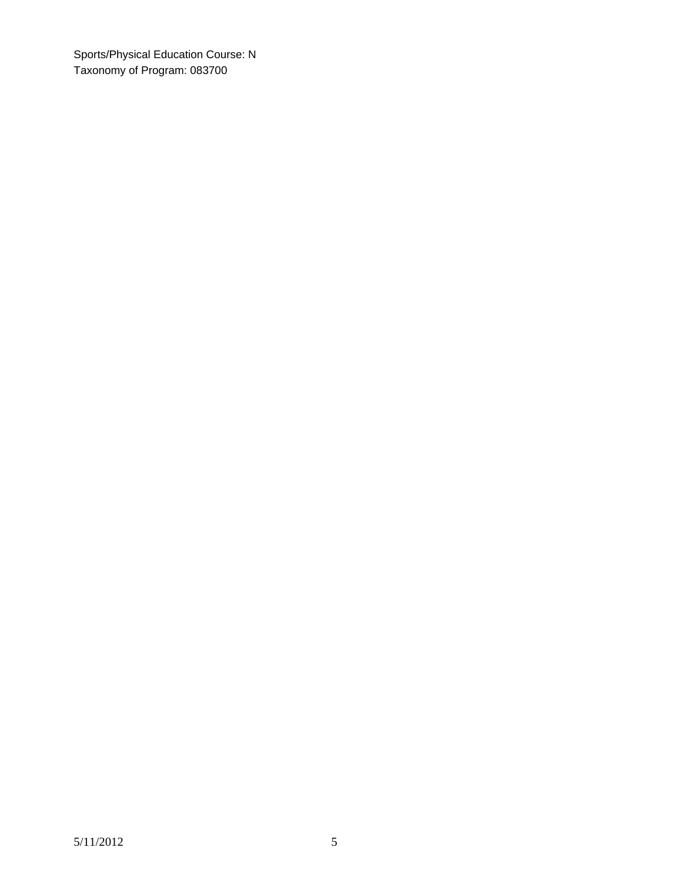Sports/Physical Education Course: N
Taxonomy of Program: 083700